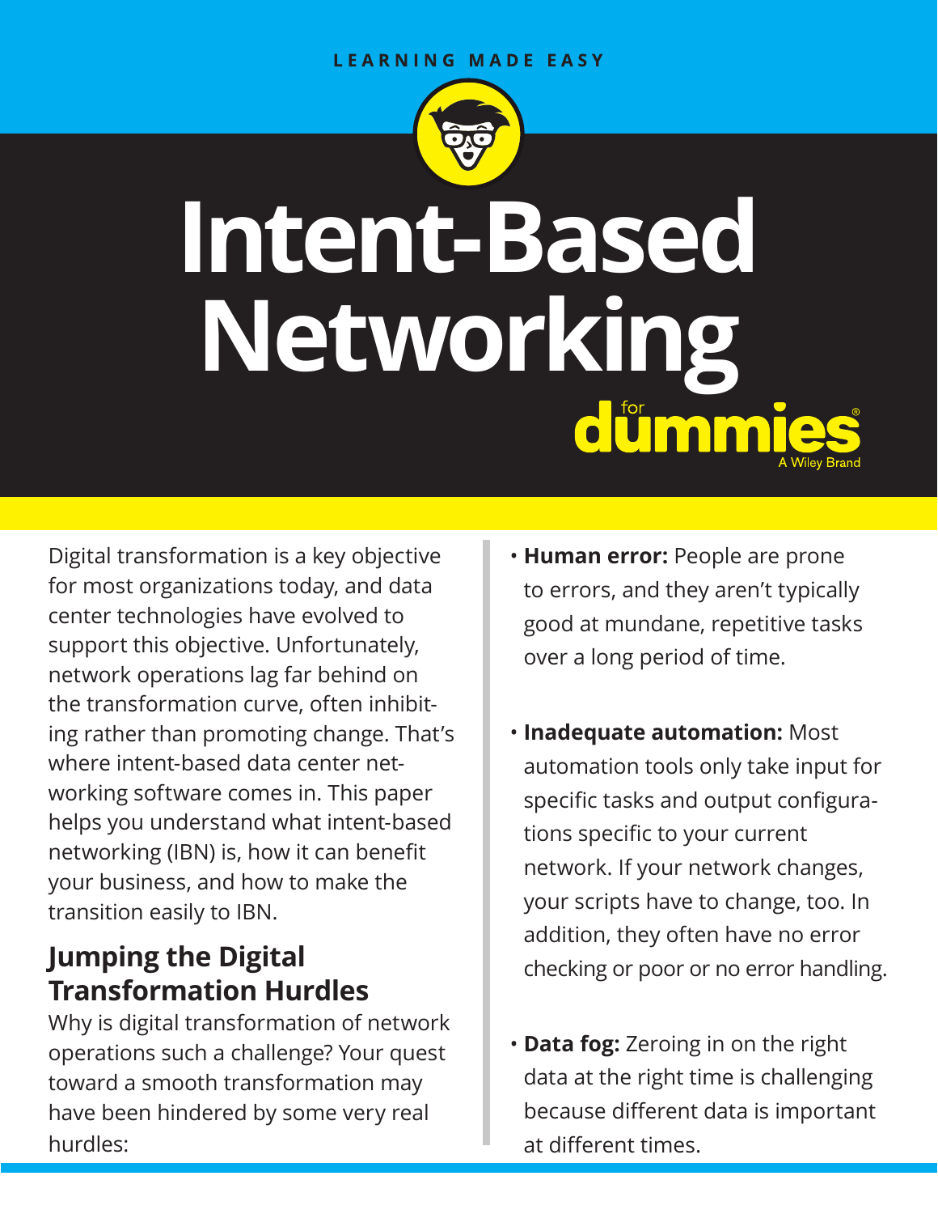LEARNING MADE EASY

# Intent-Based Networking for dummies

A Wiley Brand

Digital transformation is a key objective for most organizations today, and data center technologies have evolved to support this objective. Unfortunately, network operations lag far behind on the transformation curve, often inhibiting rather than promoting change. That's where intent-based data center networking software comes in. This paper helps you understand what intent-based networking (IBN) is, how it can benefit your business, and how to make the transition easily to IBN.

## Jumping the Digital Transformation Hurdles

Why is digital transformation of network operations such a challenge? Your quest toward a smooth transformation may have been hindered by some very real hurdles:

- **Human error:** People are prone to errors, and they aren't typically good at mundane, repetitive tasks over a long period of time.
- **Inadequate automation:** Most automation tools only take input for specific tasks and output configurations specific to your current network. If your network changes, your scripts have to change, too. In addition, they often have no error checking or poor or no error handling.
- **Data fog:** Zeroing in on the right data at the right time is challenging because different data is important at different times.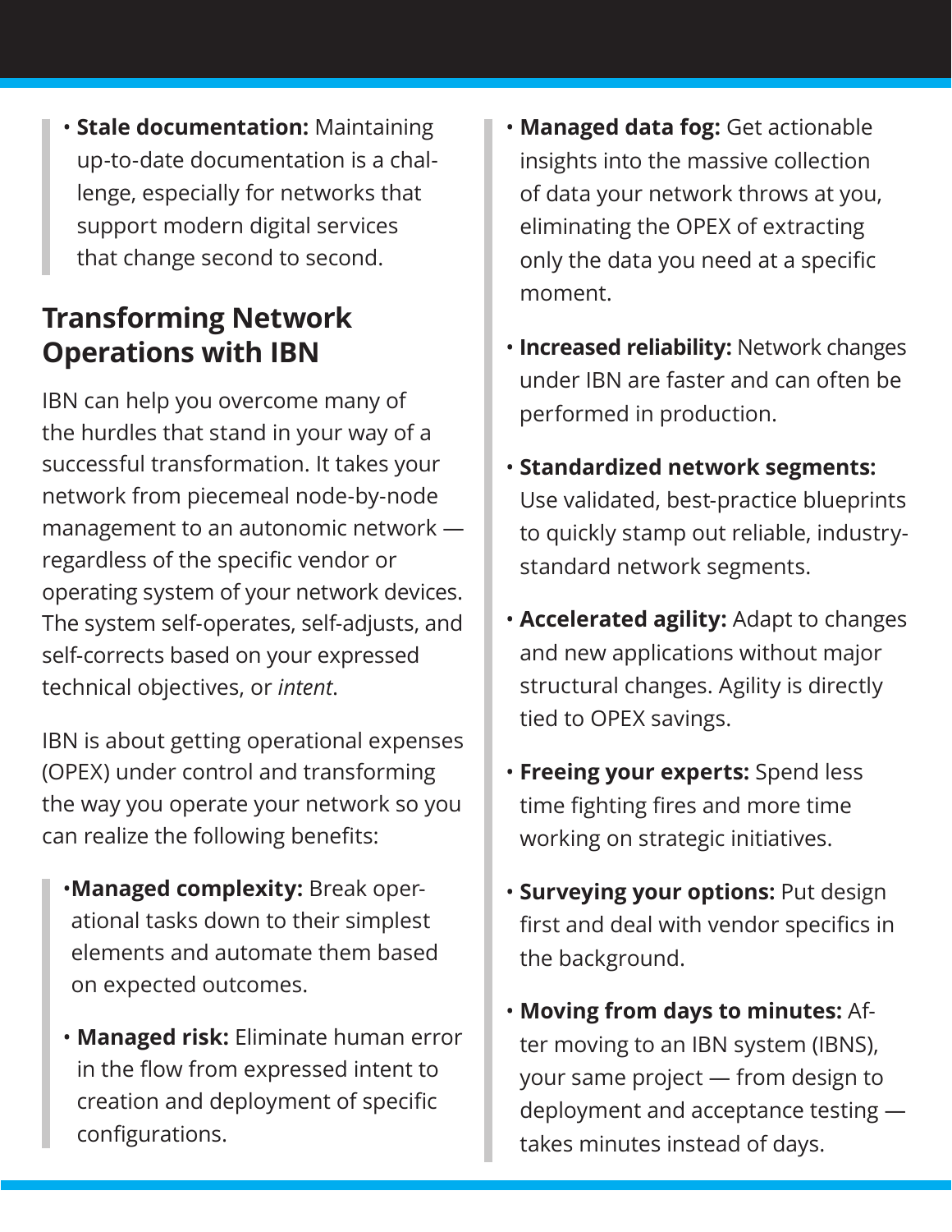- **Stale documentation:** Maintaining up-to-date documentation is a challenge, especially for networks that support modern digital services that change second to second.

## Transforming Network Operations with IBN

IBN can help you overcome many of the hurdles that stand in your way of a successful transformation. It takes your network from piecemeal node-by-node management to an autonomic network — regardless of the specific vendor or operating system of your network devices. The system self-operates, self-adjusts, and self-corrects based on your expressed technical objectives, or *intent*.

IBN is about getting operational expenses (OPEX) under control and transforming the way you operate your network so you can realize the following benefits:

- **Managed complexity:** Break operational tasks down to their simplest elements and automate them based on expected outcomes.
- **Managed risk:** Eliminate human error in the flow from expressed intent to creation and deployment of specific configurations.
- **Managed data fog:** Get actionable insights into the massive collection of data your network throws at you, eliminating the OPEX of extracting only the data you need at a specific moment.
- **Increased reliability:** Network changes under IBN are faster and can often be performed in production.
- **Standardized network segments:** Use validated, best-practice blueprints to quickly stamp out reliable, industry-standard network segments.
- **Accelerated agility:** Adapt to changes and new applications without major structural changes. Agility is directly tied to OPEX savings.
- **Freeing your experts:** Spend less time fighting fires and more time working on strategic initiatives.
- **Surveying your options:** Put design first and deal with vendor specifics in the background.
- **Moving from days to minutes:** After moving to an IBN system (IBNS), your same project — from design to deployment and acceptance testing — takes minutes instead of days.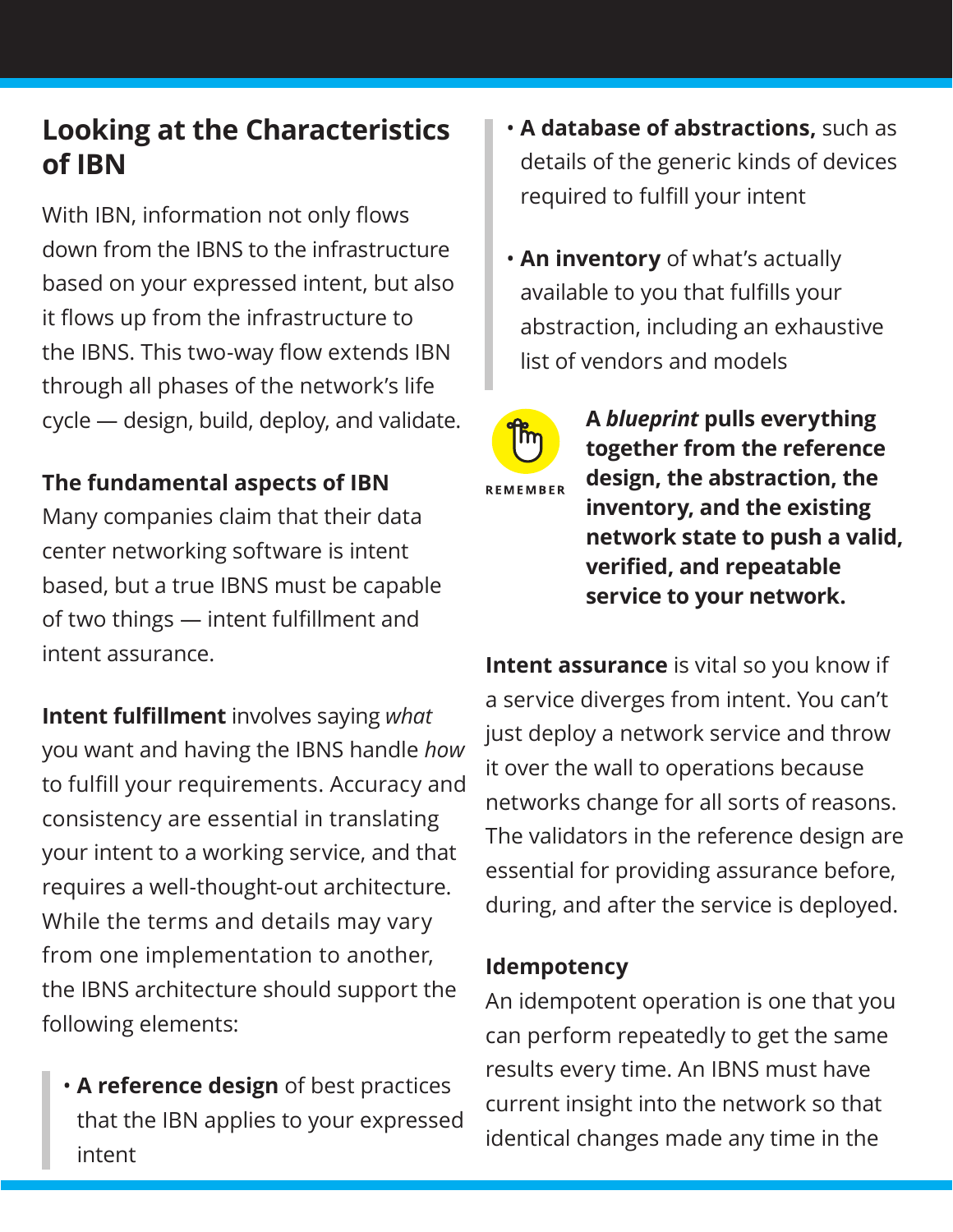## Looking at the Characteristics of IBN

With IBN, information not only flows down from the IBNS to the infrastructure based on your expressed intent, but also it flows up from the infrastructure to the IBNS. This two-way flow extends IBN through all phases of the network's life cycle — design, build, deploy, and validate.

### The fundamental aspects of IBN

Many companies claim that their data center networking software is intent based, but a true IBNS must be capable of two things — intent fulfillment and intent assurance.

**Intent fulfillment** involves saying *what* you want and having the IBNS handle *how* to fulfill your requirements. Accuracy and consistency are essential in translating your intent to a working service, and that requires a well-thought-out architecture. While the terms and details may vary from one implementation to another, the IBNS architecture should support the following elements:

- **A reference design** of best practices that the IBN applies to your expressed intent
- **A database of abstractions,** such as details of the generic kinds of devices required to fulfill your intent
- **An inventory** of what's actually available to you that fulfills your abstraction, including an exhaustive list of vendors and models

REMEMBER

**A *blueprint* pulls everything together from the reference design, the abstraction, the inventory, and the existing network state to push a valid, verified, and repeatable service to your network.**

**Intent assurance** is vital so you know if a service diverges from intent. You can't just deploy a network service and throw it over the wall to operations because networks change for all sorts of reasons. The validators in the reference design are essential for providing assurance before, during, and after the service is deployed.

### Idempotency

An idempotent operation is one that you can perform repeatedly to get the same results every time. An IBNS must have current insight into the network so that identical changes made any time in the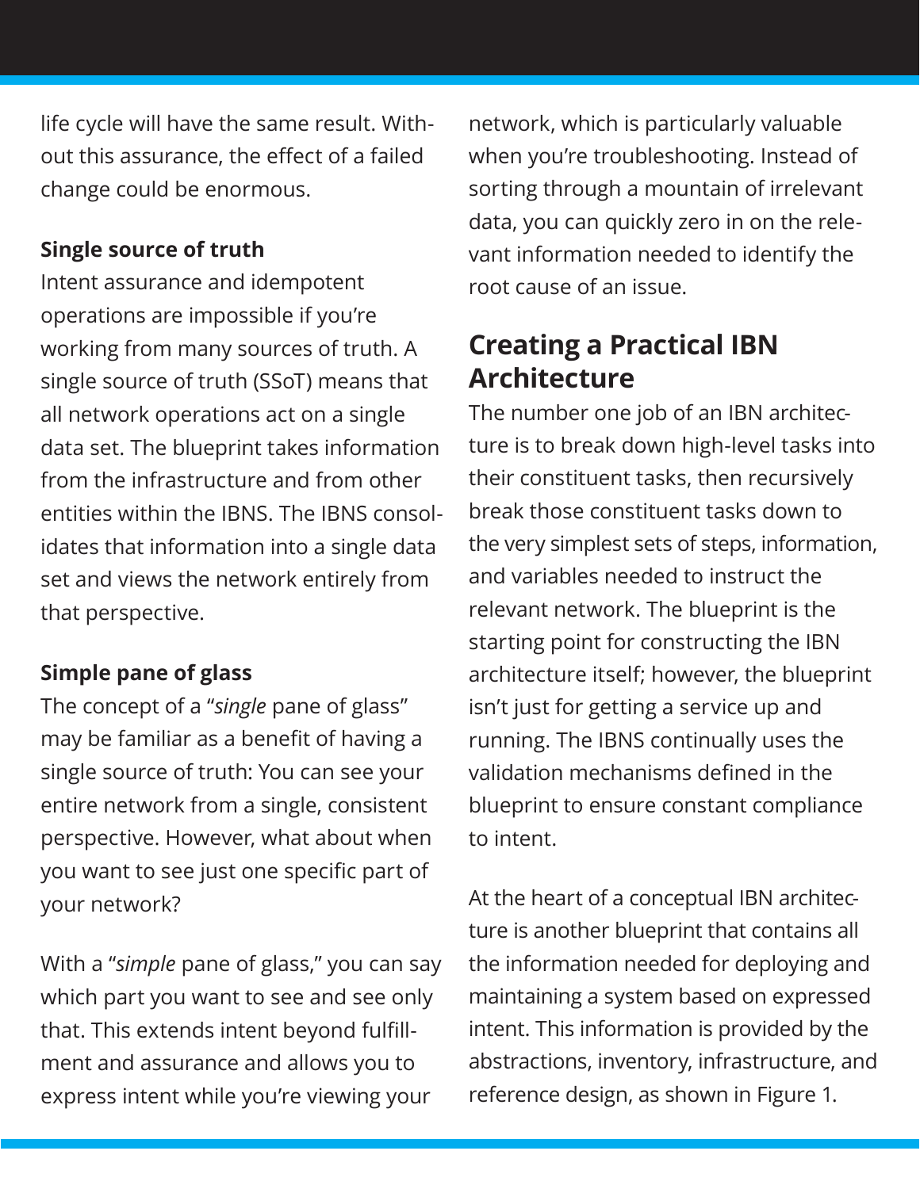life cycle will have the same result. Without this assurance, the effect of a failed change could be enormous.

**Single source of truth**

Intent assurance and idempotent operations are impossible if you're working from many sources of truth. A single source of truth (SSoT) means that all network operations act on a single data set. The blueprint takes information from the infrastructure and from other entities within the IBNS. The IBNS consolidates that information into a single data set and views the network entirely from that perspective.

**Simple pane of glass**

The concept of a "*single* pane of glass" may be familiar as a benefit of having a single source of truth: You can see your entire network from a single, consistent perspective. However, what about when you want to see just one specific part of your network?

With a "*simple* pane of glass," you can say which part you want to see and see only that. This extends intent beyond fulfillment and assurance and allows you to express intent while you're viewing your network, which is particularly valuable when you're troubleshooting. Instead of sorting through a mountain of irrelevant data, you can quickly zero in on the relevant information needed to identify the root cause of an issue.

## Creating a Practical IBN Architecture

The number one job of an IBN architecture is to break down high-level tasks into their constituent tasks, then recursively break those constituent tasks down to the very simplest sets of steps, information, and variables needed to instruct the relevant network. The blueprint is the starting point for constructing the IBN architecture itself; however, the blueprint isn't just for getting a service up and running. The IBNS continually uses the validation mechanisms defined in the blueprint to ensure constant compliance to intent.

At the heart of a conceptual IBN architecture is another blueprint that contains all the information needed for deploying and maintaining a system based on expressed intent. This information is provided by the abstractions, inventory, infrastructure, and reference design, as shown in Figure 1.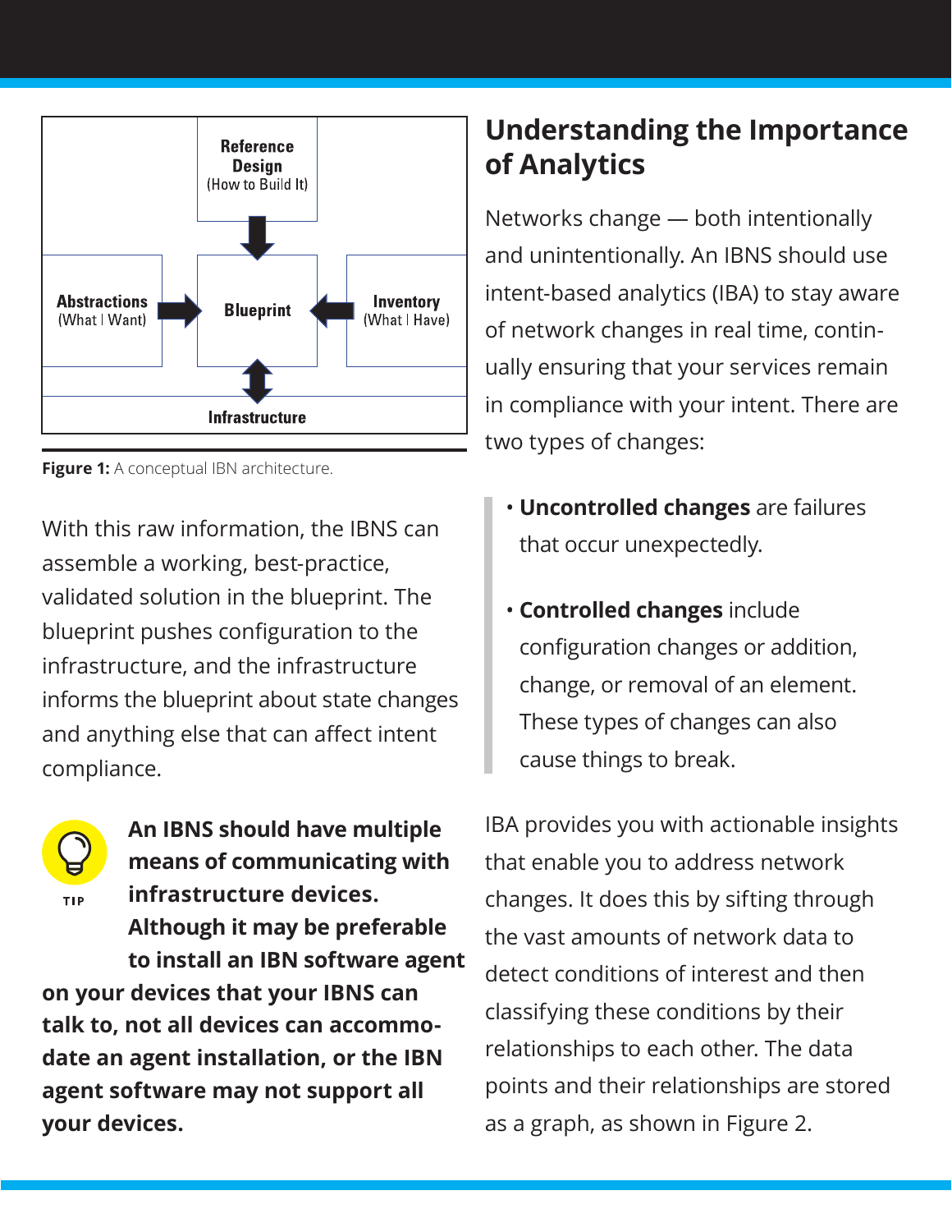Reference Design (How to Build It)

Abstractions (What I Want)

Blueprint

Inventory (What I Have)

Infrastructure

**Figure 1:** A conceptual IBN architecture.

With this raw information, the IBNS can assemble a working, best-practice, validated solution in the blueprint. The blueprint pushes configuration to the infrastructure, and the infrastructure informs the blueprint about state changes and anything else that can affect intent compliance.

TIP

**An IBNS should have multiple means of communicating with infrastructure devices. Although it may be preferable to install an IBN software agent on your devices that your IBNS can talk to, not all devices can accommodate an agent installation, or the IBN agent software may not support all your devices.**

## Understanding the Importance of Analytics

Networks change — both intentionally and unintentionally. An IBNS should use intent-based analytics (IBA) to stay aware of network changes in real time, continually ensuring that your services remain in compliance with your intent. There are two types of changes:

- **Uncontrolled changes** are failures that occur unexpectedly.
- **Controlled changes** include configuration changes or addition, change, or removal of an element. These types of changes can also cause things to break.

IBA provides you with actionable insights that enable you to address network changes. It does this by sifting through the vast amounts of network data to detect conditions of interest and then classifying these conditions by their relationships to each other. The data points and their relationships are stored as a graph, as shown in Figure 2.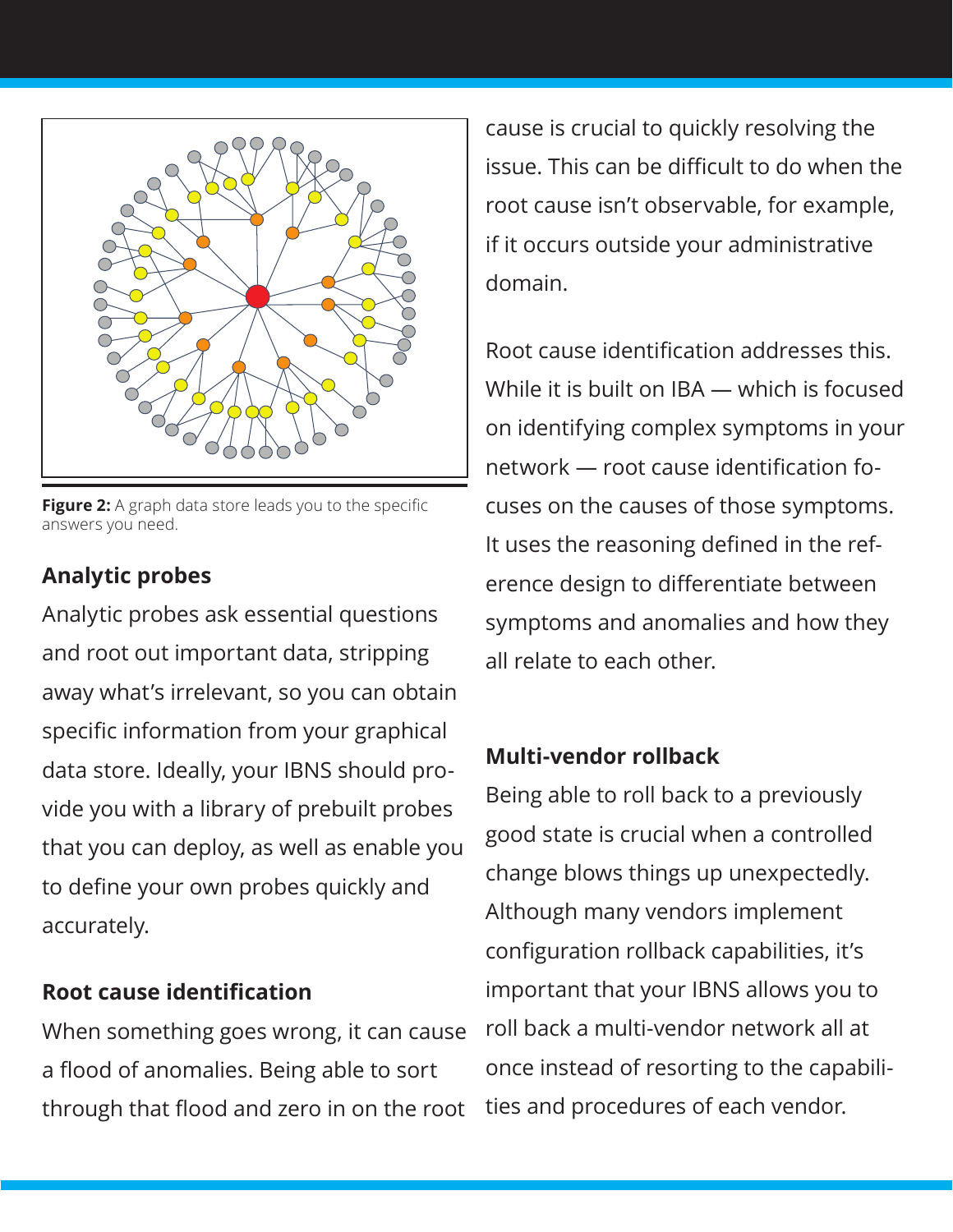**Figure 2:** A graph data store leads you to the specific answers you need.

### Analytic probes

Analytic probes ask essential questions and root out important data, stripping away what's irrelevant, so you can obtain specific information from your graphical data store. Ideally, your IBNS should provide you with a library of prebuilt probes that you can deploy, as well as enable you to define your own probes quickly and accurately.

### Root cause identification

When something goes wrong, it can cause a flood of anomalies. Being able to sort through that flood and zero in on the root cause is crucial to quickly resolving the issue. This can be difficult to do when the root cause isn't observable, for example, if it occurs outside your administrative domain.

Root cause identification addresses this. While it is built on IBA — which is focused on identifying complex symptoms in your network — root cause identification focuses on the causes of those symptoms. It uses the reasoning defined in the reference design to differentiate between symptoms and anomalies and how they all relate to each other.

### Multi-vendor rollback

Being able to roll back to a previously good state is crucial when a controlled change blows things up unexpectedly. Although many vendors implement configuration rollback capabilities, it's important that your IBNS allows you to roll back a multi-vendor network all at once instead of resorting to the capabilities and procedures of each vendor.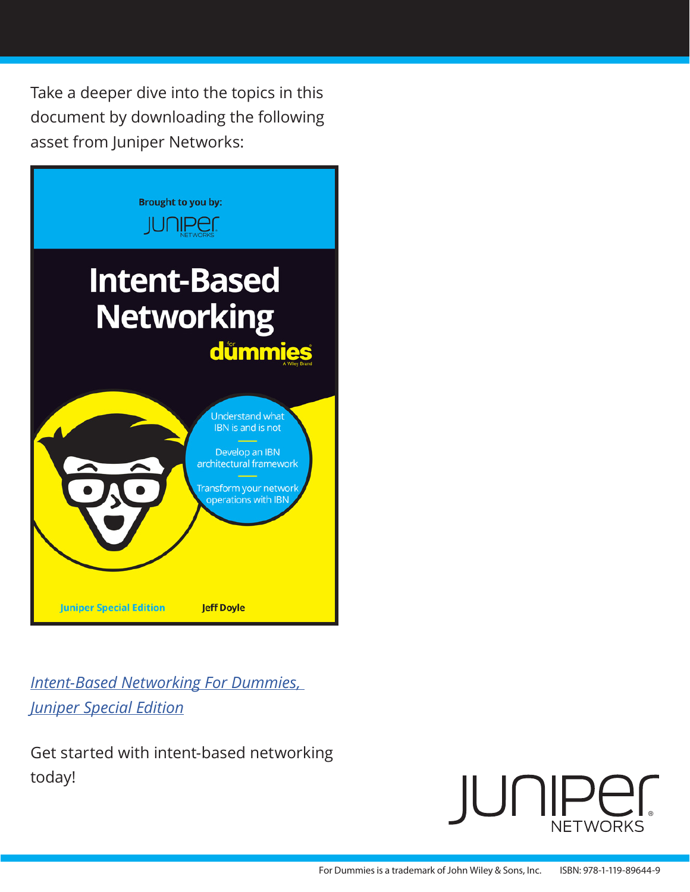Take a deeper dive into the topics in this document by downloading the following asset from Juniper Networks:

Brought to you by:

Juniper Networks

# Intent-Based Networking

for dummies

A Wiley Brand

Understand what IBN is and is not

Develop an IBN architectural framework

Transform your network operations with IBN

Juniper Special Edition

Jeff Doyle

[*Intent-Based Networking For Dummies, Juniper Special Edition*]()

Get started with intent-based networking today!

Juniper Networks

For Dummies is a trademark of John Wiley & Sons, Inc. ISBN: 978-1-119-89644-9